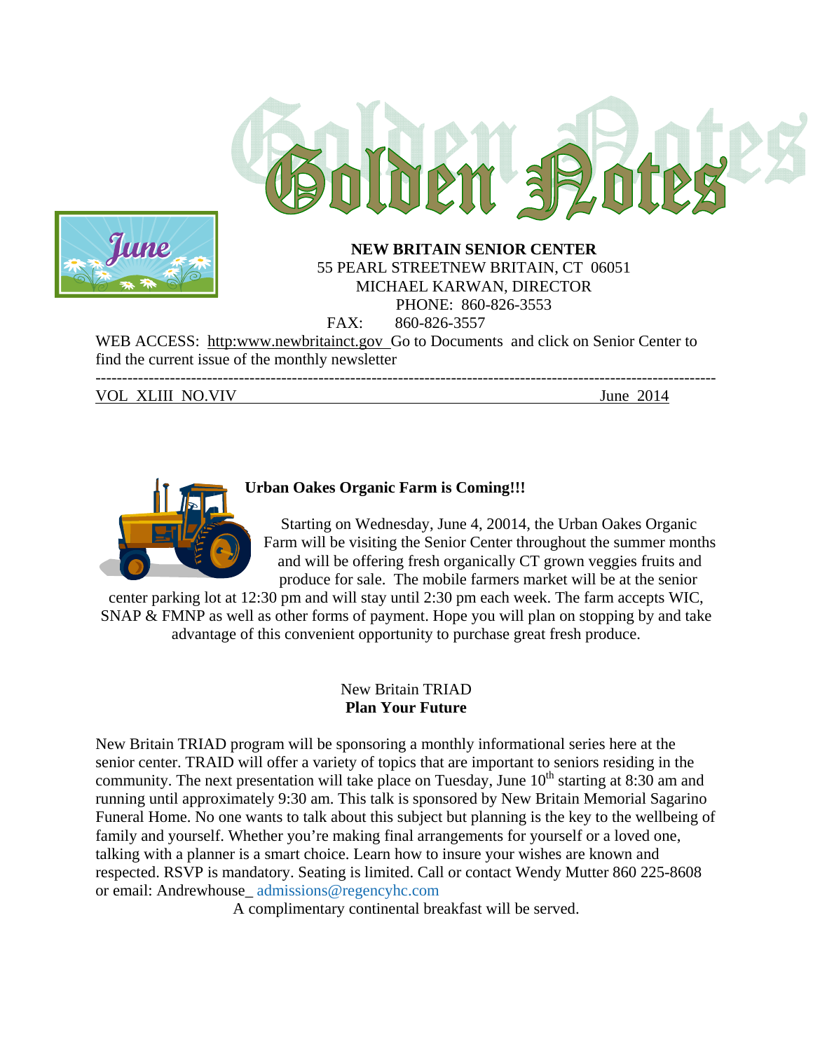# Golden Notes

June

**NEW BRITAIN SENIOR CENTER**
55 PEARL STREETNEW BRITAIN, CT 06051
MICHAEL KARWAN, DIRECTOR
PHONE: 860-826-3553
FAX: 860-826-3557

WEB ACCESS: http:www.newbritainct.gov Go to Documents and click on Senior Center to find the current issue of the monthly newsletter

---

VOL XLIII NO.VIV June 2014

**Urban Oakes Organic Farm is Coming!!!**

Starting on Wednesday, June 4, 20014, the Urban Oakes Organic Farm will be visiting the Senior Center throughout the summer months and will be offering fresh organically CT grown veggies fruits and produce for sale. The mobile farmers market will be at the senior center parking lot at 12:30 pm and will stay until 2:30 pm each week. The farm accepts WIC, SNAP & FMNP as well as other forms of payment. Hope you will plan on stopping by and take advantage of this convenient opportunity to purchase great fresh produce.

New Britain TRIAD
**Plan Your Future**

New Britain TRAID program will be sponsoring a monthly informational series here at the senior center. TRAID will offer a variety of topics that are important to seniors residing in the community. The next presentation will take place on Tuesday, June 10th starting at 8:30 am and running until approximately 9:30 am. This talk is sponsored by New Britain Memorial Sagarino Funeral Home. No one wants to talk about this subject but planning is the key to the wellbeing of family and yourself. Whether you're making final arrangements for yourself or a loved one, talking with a planner is a smart choice. Learn how to insure your wishes are known and respected. RSVP is mandatory. Seating is limited. Call or contact Wendy Mutter 860 225-8608 or email: Andrewhouse_ admissions@regencyhc.com

A complimentary continental breakfast will be served.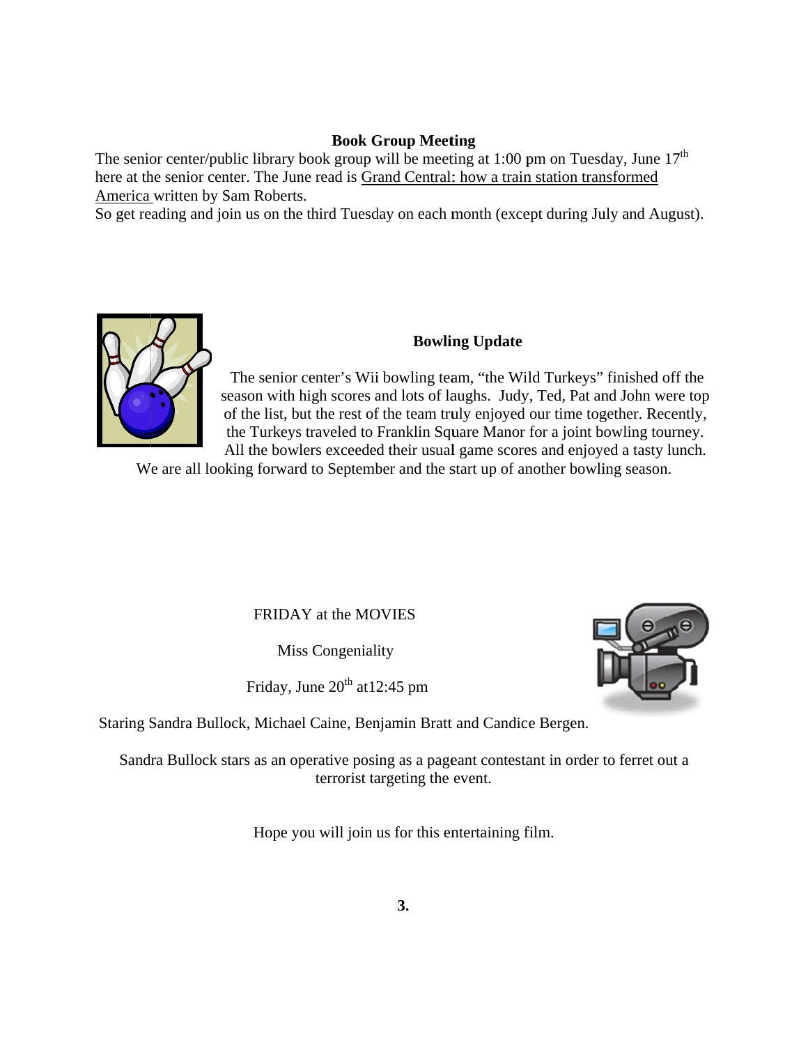## Book Group Meeting

The senior center/public library book group will be meeting at 1:00 pm on Tuesday, June 17th here at the senior center. The June read is <u>Grand Central: how a train station transformed America</u> written by Sam Roberts.

So get reading and join us on the third Tuesday on each month (except during July and August).

## Bowling Update

The senior center's Wii bowling team, "the Wild Turkeys" finished off the season with high scores and lots of laughs. Judy, Ted, Pat and John were top of the list, but the rest of the team truly enjoyed our time together. Recently, the Turkeys traveled to Franklin Square Manor for a joint bowling tourney. All the bowlers exceeded their usual game scores and enjoyed a tasty lunch. We are all looking forward to September and the start up of another bowling season.

FRIDAY at the MOVIES

Miss Congeniality

Friday, June 20th at12:45 pm

Staring Sandra Bullock, Michael Caine, Benjamin Bratt and Candice Bergen.

Sandra Bullock stars as an operative posing as a pageant contestant in order to ferret out a terrorist targeting the event.

Hope you will join us for this entertaining film.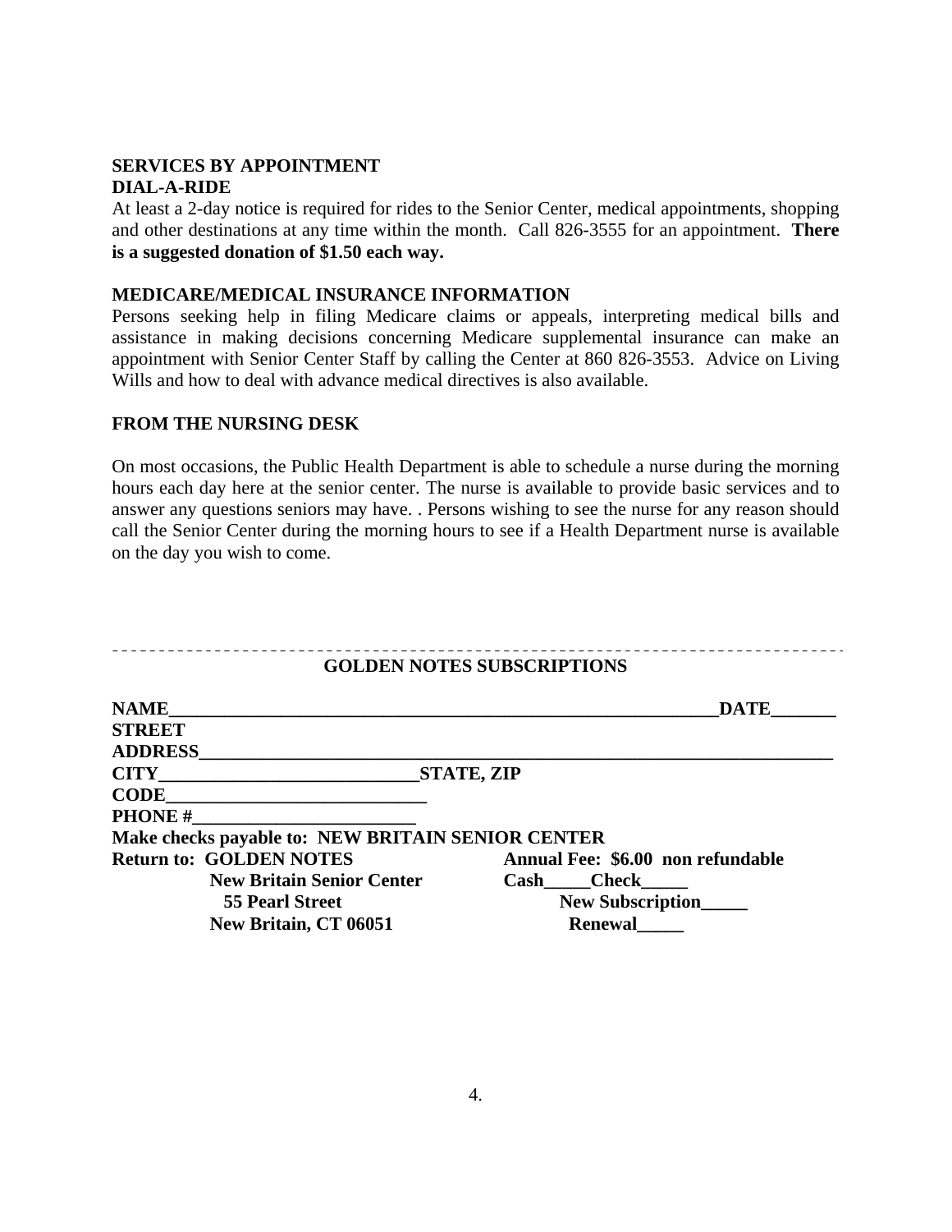**SERVICES BY APPOINTMENT**

**DIAL-A-RIDE**

At least a 2-day notice is required for rides to the Senior Center, medical appointments, shopping and other destinations at any time within the month. Call 826-3555 for an appointment. **There is a suggested donation of $1.50 each way.**

**MEDICARE/MEDICAL INSURANCE INFORMATION**

Persons seeking help in filing Medicare claims or appeals, interpreting medical bills and assistance in making decisions concerning Medicare supplemental insurance can make an appointment with Senior Center Staff by calling the Center at 860 826-3553. Advice on Living Wills and how to deal with advance medical directives is also available.

**FROM THE NURSING DESK**

On most occasions, the Public Health Department is able to schedule a nurse during the morning hours each day here at the senior center. The nurse is available to provide basic services and to answer any questions seniors may have. . Persons wishing to see the nurse for any reason should call the Senior Center during the morning hours to see if a Health Department nurse is available on the day you wish to come.

---

**GOLDEN NOTES SUBSCRIPTIONS**

**NAME**_______________________________________________________________**DATE**_______

**STREET ADDRESS**_______________________________________________________________________

**CITY**____________________________**STATE, ZIP CODE**____________________________

**PHONE #**________________________

**Make checks payable to: NEW BRITAIN SENIOR CENTER**

**Return to: GOLDEN NOTES**
**New Britain Senior Center**
**55 Pearl Street**
**New Britain, CT 06051**

**Annual Fee: $6.00 non refundable**
**Cash**_____**Check**_____
**New Subscription**_____
**Renewal**_____